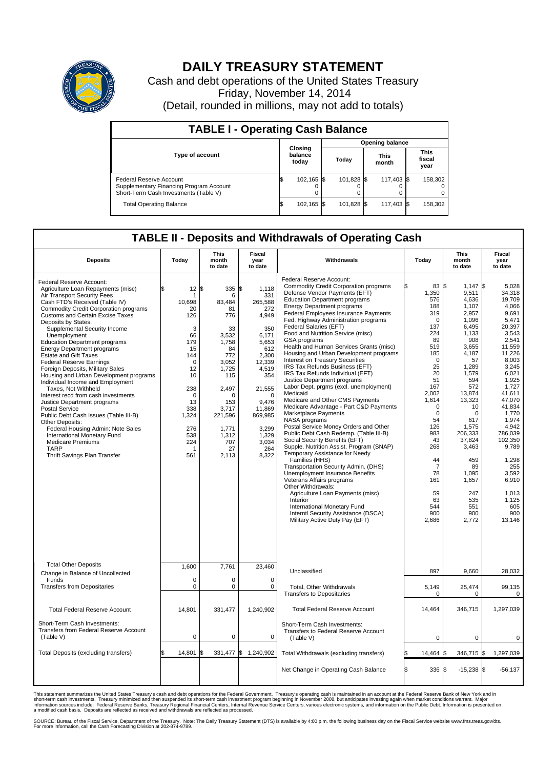# DAILY TREASURY STATEMENT

Cash and debt operations of the United States Treasury

Friday, November 14, 2014

(Detail, rounded in millions, may not add to totals)

## TABLE I - Operating Cash Balance

| Type of account | Closing balance today | Opening balance Today | Opening balance This month | Opening balance This fiscal year |
|---|---|---|---|---|
| Federal Reserve Account | $ 102,165 | $ 101,828 | $ 117,403 | $ 158,302 |
| Supplementary Financing Program Account | 0 | 0 | 0 | 0 |
| Short-Term Cash Investments (Table V) | 0 | 0 | 0 | 0 |
| Total Operating Balance | $ 102,165 | $ 101,828 | $ 117,403 | $ 158,302 |

## TABLE II - Deposits and Withdrawals of Operating Cash

| Deposits | Today | This month to date | Fiscal year to date | Withdrawals | Today | This month to date | Fiscal year to date |
|---|---|---|---|---|---|---|---|
| Federal Reserve Account: | | | | Federal Reserve Account: | | | |
| Agriculture Loan Repayments (misc) | $ 12 | $ 335 | $ 1,118 | Commodity Credit Corporation programs | $ 83 | $ 1,147 | $ 5,028 |
| Air Transport Security Fees | 1 | 6 | 331 | Defense Vendor Payments (EFT) | 1,350 | 9,511 | 34,318 |
| Cash FTD's Received (Table IV) | 10,698 | 83,484 | 265,588 | Education Department programs | 576 | 4,636 | 19,709 |
| Commodity Credit Corporation programs | 20 | 81 | 272 | Energy Department programs | 188 | 1,107 | 4,066 |
| Customs and Certain Excise Taxes | 126 | 776 | 4,949 | Federal Employees Insurance Payments | 319 | 2,957 | 9,691 |
| Deposits by States: | | | | Fed. Highway Administration programs | 0 | 1,096 | 5,471 |
| Supplemental Security Income | 3 | 33 | 350 | Federal Salaries (EFT) | 137 | 6,495 | 20,397 |
| Unemployment | 66 | 3,532 | 6,171 | Food and Nutrition Service (misc) | 224 | 1,133 | 3,543 |
| Education Department programs | 179 | 1,758 | 5,653 | GSA programs | 89 | 908 | 2,541 |
| Energy Department programs | 15 | 84 | 612 | Health and Human Services Grants (misc) | 519 | 3,655 | 11,559 |
| Estate and Gift Taxes | 144 | 772 | 2,300 | Housing and Urban Development programs | 185 | 4,187 | 11,226 |
| Federal Reserve Earnings | 0 | 3,052 | 12,339 | Interest on Treasury Securities | 0 | 57 | 8,003 |
| Foreign Deposits, Military Sales | 12 | 1,725 | 4,519 | IRS Tax Refunds Business (EFT) | 25 | 1,289 | 3,245 |
| Housing and Urban Development programs | 10 | 115 | 354 | IRS Tax Refunds Individual (EFT) | 20 | 1,579 | 6,021 |
| Individual Income and Employment Taxes, Not Withheld | 238 | 2,497 | 21,555 | Justice Department programs | 51 | 594 | 1,925 |
| Interest recd from cash investments | 0 | 0 | 0 | Labor Dept. prgms (excl. unemployment) | 167 | 572 | 1,727 |
| Justice Department programs | 13 | 153 | 9,476 | Medicaid | 2,002 | 13,874 | 41,611 |
| Postal Service | 338 | 3,717 | 11,869 | Medicare and Other CMS Payments | 1,614 | 13,323 | 47,070 |
| Public Debt Cash Issues (Table III-B) | 1,324 | 221,596 | 869,985 | Medicare Advantage - Part C&D Payments | 0 | 10 | 41,834 |
| Other Deposits: | | | | Marketplace Payments | 0 | 0 | 1,770 |
| Federal Housing Admin: Note Sales | 276 | 1,771 | 3,299 | NASA programs | 54 | 617 | 1,974 |
| International Monetary Fund | 538 | 1,312 | 1,329 | Postal Service Money Orders and Other | 126 | 1,575 | 4,942 |
| Medicare Premiums | 224 | 707 | 3,034 | Public Debt Cash Redemp. (Table III-B) | 983 | 206,333 | 786,039 |
| TARP | 1 | 27 | 264 | Social Security Benefits (EFT) | 43 | 37,824 | 102,350 |
| Thrift Savings Plan Transfer | 561 | 2,113 | 8,322 | Supple. Nutrition Assist. Program (SNAP) | 268 | 3,463 | 9,789 |
| | | | | Temporary Assistance for Needy Families (HHS) | 44 | 459 | 1,298 |
| | | | | Transportation Security Admin. (DHS) | 7 | 89 | 255 |
| | | | | Unemployment Insurance Benefits | 78 | 1,095 | 3,592 |
| | | | | Veterans Affairs programs | 161 | 1,657 | 6,910 |
| | | | | Other Withdrawals: | | | |
| | | | | Agriculture Loan Payments (misc) | 59 | 247 | 1,013 |
| | | | | Interior | 63 | 535 | 1,125 |
| | | | | International Monetary Fund | 544 | 551 | 605 |
| | | | | Interntl Security Assistance (DSCA) | 900 | 900 | 900 |
| | | | | Military Active Duty Pay (EFT) | 2,686 | 2,772 | 13,146 |
| Total Other Deposits | 1,600 | 7,761 | 23,460 | Unclassified | 897 | 9,660 | 28,032 |
| Change in Balance of Uncollected Funds | 0 | 0 | 0 | | | | |
| Transfers from Depositaries | 0 | 0 | 0 | Total, Other Withdrawals | 5,149 | 25,474 | 99,135 |
| | | | | Transfers to Depositaries | 0 | 0 | 0 |
| Total Federal Reserve Account | 14,801 | 331,477 | 1,240,902 | Total Federal Reserve Account | 14,464 | 346,715 | 1,297,039 |
| Short-Term Cash Investments: Transfers from Federal Reserve Account (Table V) | 0 | 0 | 0 | Short-Term Cash Investments: Transfers to Federal Reserve Account (Table V) | 0 | 0 | 0 |
| Total Deposits (excluding transfers) | $ 14,801 | $ 331,477 | $ 1,240,902 | Total Withdrawals (excluding transfers) | $ 14,464 | $ 346,715 | $ 1,297,039 |
| | | | | Net Change in Operating Cash Balance | $ 336 | $ -15,238 | $ -56,137 |

This statement summarizes the United States Treasury's cash and debt operations for the Federal Government. Treasury's operating cash is maintained in an account at the Federal Reserve Bank of New York and in short-term cash investments. Treasury minimized and then suspended its short-term cash investment program beginning in November 2008, but anticipates investing again when market conditions warrant. Major information sources include: Federal Reserve Banks, Treasury Regional Financial Centers, Internal Revenue Service Centers, various electronic systems, and information on the Public Debt. Information is presented on a modified cash basis. Deposits are reflected as received and withdrawals are reflected as processed.

SOURCE: Bureau of the Fiscal Service, Department of the Treasury. Note: The Daily Treasury Statement (DTS) is available by 4:00 p.m. the following business day on the Fiscal Service website www.fms.treas.gov/dts. For more information, call the Cash Forecasting Division at 202-874-9789.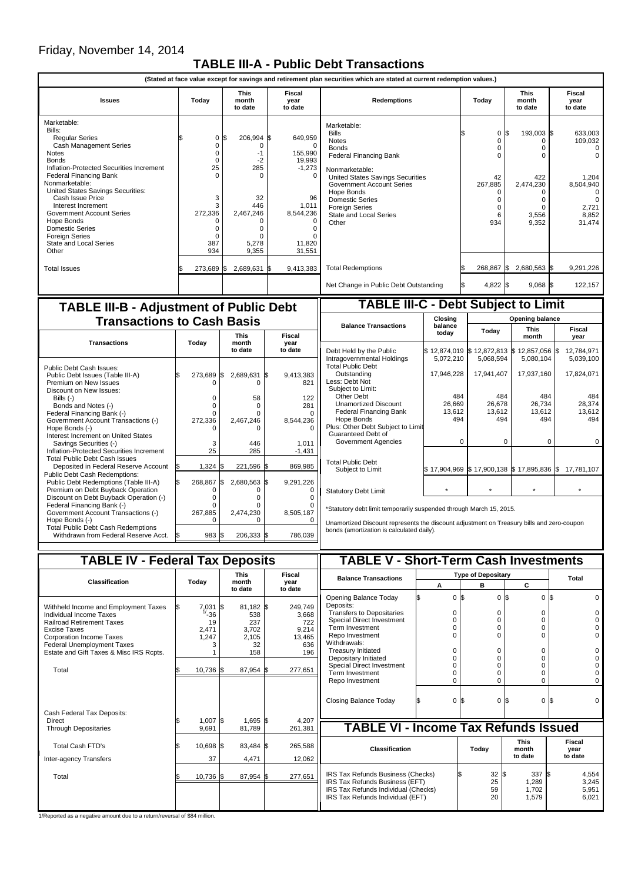Friday, November 14, 2014

# TABLE III-A - Public Debt Transactions

(Stated at face value except for savings and retirement plan securities which are stated at current redemption values.)

| Issues | Today | This month to date | Fiscal year to date |
|---|---|---|---|
| Marketable: | | | |
| Bills: | | | |
| Regular Series | $ 0 | $ 206,994 | $ 649,959 |
| Cash Management Series | 0 | 0 | 0 |
| Notes | 0 | -1 | 155,990 |
| Bonds | 0 | -2 | 19,993 |
| Inflation-Protected Securities Increment | 25 | 285 | -1,273 |
| Federal Financing Bank | 0 | 0 | 0 |
| Nonmarketable: | | | |
| United States Savings Securities: | | | |
| Cash Issue Price | 3 | 32 | 96 |
| Interest Increment | 3 | 446 | 1,011 |
| Government Account Series | 272,336 | 2,467,246 | 8,544,236 |
| Hope Bonds | 0 | 0 | 0 |
| Domestic Series | 0 | 0 | 0 |
| Foreign Series | 0 | 0 | 0 |
| State and Local Series | 387 | 5,278 | 11,820 |
| Other | 934 | 9,355 | 31,551 |
| Total Issues | $ 273,689 | $ 2,689,631 | $ 9,413,383 |

| Redemptions | Today | This month to date | Fiscal year to date |
|---|---|---|---|
| Marketable: | | | |
| Bills | $ 0 | $ 193,003 | $ 633,003 |
| Notes | 0 | 0 | 109,032 |
| Bonds | 0 | 0 | 0 |
| Federal Financing Bank | 0 | 0 | 0 |
| Nonmarketable: | | | |
| United States Savings Securities | 42 | 422 | 1,204 |
| Government Account Series | 267,885 | 2,474,230 | 8,504,940 |
| Hope Bonds | 0 | 0 | 0 |
| Domestic Series | 0 | 0 | 0 |
| Foreign Series | 0 | 0 | 2,721 |
| State and Local Series | 6 | 3,556 | 8,852 |
| Other | 934 | 9,352 | 31,474 |
| Total Redemptions | $ 268,867 | $ 2,680,563 | $ 9,291,226 |
| Net Change in Public Debt Outstanding | $ 4,822 | $ 9,068 | $ 122,157 |

# TABLE III-B - Adjustment of Public Debt Transactions to Cash Basis

| Transactions | Today | This month to date | Fiscal year to date |
|---|---|---|---|
| Public Debt Cash Issues: | | | |
| Public Debt Issues (Table III-A) | $ 273,689 | $ 2,689,631 | $ 9,413,383 |
| Premium on New Issues | 0 | 0 | 821 |
| Discount on New Issues: | | | |
| Bills (-) | 0 | 58 | 122 |
| Bonds and Notes (-) | 0 | 0 | 281 |
| Federal Financing Bank (-) | 0 | 0 | 0 |
| Government Account Transactions (-) | 272,336 | 2,467,246 | 8,544,236 |
| Hope Bonds (-) | 0 | 0 | 0 |
| Interest Increment on United States Savings Securities (-) | 3 | 446 | 1,011 |
| Inflation-Protected Securities Increment | 25 | 285 | -1,431 |
| Total Public Debt Cash Issues Deposited in Federal Reserve Account | $ 1,324 | $ 221,596 | $ 869,985 |
| Public Debt Cash Redemptions: | | | |
| Public Debt Redemptions (Table III-A) | $ 268,867 | $ 2,680,563 | $ 9,291,226 |
| Premium on Debt Buyback Operation | 0 | 0 | 0 |
| Discount on Debt Buyback Operation (-) | 0 | 0 | 0 |
| Federal Financing Bank (-) | 0 | 0 | 0 |
| Government Account Transactions (-) | 267,885 | 2,474,230 | 8,505,187 |
| Hope Bonds (-) | 0 | 0 | 0 |
| Total Public Debt Cash Redemptions Withdrawn from Federal Reserve Acct. | $ 983 | $ 206,333 | $ 786,039 |

# TABLE III-C - Debt Subject to Limit

| Balance Transactions | Closing balance today | Opening balance Today | Opening balance This month | Opening balance Fiscal year |
|---|---|---|---|---|
| Debt Held by the Public | $ 12,874,019 | $ 12,872,813 | $ 12,857,056 | $ 12,784,971 |
| Intragovernmental Holdings | 5,072,210 | 5,068,594 | 5,080,104 | 5,039,100 |
| Total Public Debt Outstanding | 17,946,228 | 17,941,407 | 17,937,160 | 17,824,071 |
| Less: Debt Not Subject to Limit: | | | | |
| Other Debt | 484 | 484 | 484 | 484 |
| Unamortized Discount | 26,669 | 26,678 | 26,734 | 28,374 |
| Federal Financing Bank | 13,612 | 13,612 | 13,612 | 13,612 |
| Hope Bonds | 494 | 494 | 494 | 494 |
| Plus: Other Debt Subject to Limit | | | | |
| Guaranteed Debt of Government Agencies | 0 | 0 | 0 | 0 |
| Total Public Debt Subject to Limit | $ 17,904,969 | $ 17,900,138 | $ 17,895,836 | $ 17,781,107 |
| Statutory Debt Limit | * | * | * | * |

*Statutory debt limit temporarily suspended through March 15, 2015.

Unamortized Discount represents the discount adjustment on Treasury bills and zero-coupon bonds (amortization is calculated daily).

# TABLE IV - Federal Tax Deposits

| Classification | Today | This month to date | Fiscal year to date |
|---|---|---|---|
| Withheld Income and Employment Taxes | $ 7,031 | $ 81,182 | $ 249,749 |
| Individual Income Taxes | 1/ -36 | 538 | 3,668 |
| Railroad Retirement Taxes | 19 | 237 | 722 |
| Excise Taxes | 2,471 | 3,702 | 9,214 |
| Corporation Income Taxes | 1,247 | 2,105 | 13,465 |
| Federal Unemployment Taxes | 3 | 32 | 636 |
| Estate and Gift Taxes & Misc IRS Rcpts. | 1 | 158 | 196 |
| Total | $ 10,736 | $ 87,954 | $ 277,651 |
| Cash Federal Tax Deposits: | | | |
| Direct | $ 1,007 | $ 1,695 | $ 4,207 |
| Through Depositaries | 9,691 | 81,789 | 261,381 |
| Total Cash FTD's | $ 10,698 | $ 83,484 | $ 265,588 |
| Inter-agency Transfers | 37 | 4,471 | 12,062 |
| Total | $ 10,736 | $ 87,954 | $ 277,651 |

1/Reported as a negative amount due to a return/reversal of $84 million.

# TABLE V - Short-Term Cash Investments

| Balance Transactions | Type of Depositary A | Type of Depositary B | Type of Depositary C | Total |
|---|---|---|---|---|
| Opening Balance Today | $ 0 | $ 0 | $ 0 | $ 0 |
| Deposits: | | | | |
| Transfers to Depositaries | 0 | 0 | 0 | 0 |
| Special Direct Investment | 0 | 0 | 0 | 0 |
| Term Investment | 0 | 0 | 0 | 0 |
| Repo Investment | 0 | 0 | 0 | 0 |
| Withdrawals: | | | | |
| Treasury Initiated | 0 | 0 | 0 | 0 |
| Depositary Initiated | 0 | 0 | 0 | 0 |
| Special Direct Investment | 0 | 0 | 0 | 0 |
| Term Investment | 0 | 0 | 0 | 0 |
| Repo Investment | 0 | 0 | 0 | 0 |
| Closing Balance Today | $ 0 | $ 0 | $ 0 | $ 0 |

# TABLE VI - Income Tax Refunds Issued

| Classification | Today | This month to date | Fiscal year to date |
|---|---|---|---|
| IRS Tax Refunds Business (Checks) | $ 32 | $ 337 | $ 4,554 |
| IRS Tax Refunds Business (EFT) | 25 | 1,289 | 3,245 |
| IRS Tax Refunds Individual (Checks) | 59 | 1,702 | 5,951 |
| IRS Tax Refunds Individual (EFT) | 20 | 1,579 | 6,021 |